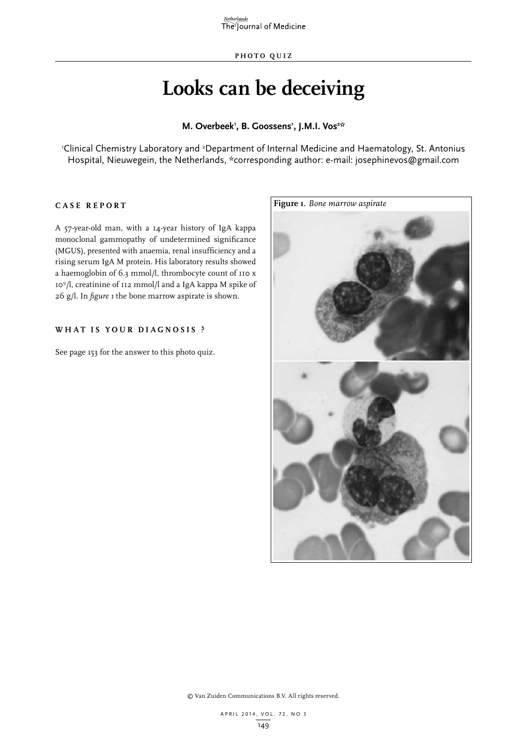PHOTO QUIZ

# Looks can be deceiving

**M. Overbeek[1], B. Goossens[1], J.M.I. Vos[2]***

[1]Clinical Chemistry Laboratory and [2]Department of Internal Medicine and Haematology, St. Antonius Hospital, Nieuwegein, the Netherlands, *corresponding author: e-mail: josephinevos@gmail.com

## CASE REPORT

A 57-year-old man, with a 14-year history of IgA kappa monoclonal gammopathy of undetermined significance (MGUS), presented with anaemia, renal insufficiency and a rising serum IgA M protein. His laboratory results showed a haemoglobin of 6.3 mmol/l, thrombocyte count of 110 x $10^9$/l, creatinine of 112 mmol/l and a IgA kappa M spike of 26 g/l. In *figure 1* the bone marrow aspirate is shown.

## WHAT IS YOUR DIAGNOSIS ?

See page 153 for the answer to this photo quiz.

**Figure 1.** *Bone marrow aspirate*

© Van Zuiden Communications B.V. All rights reserved.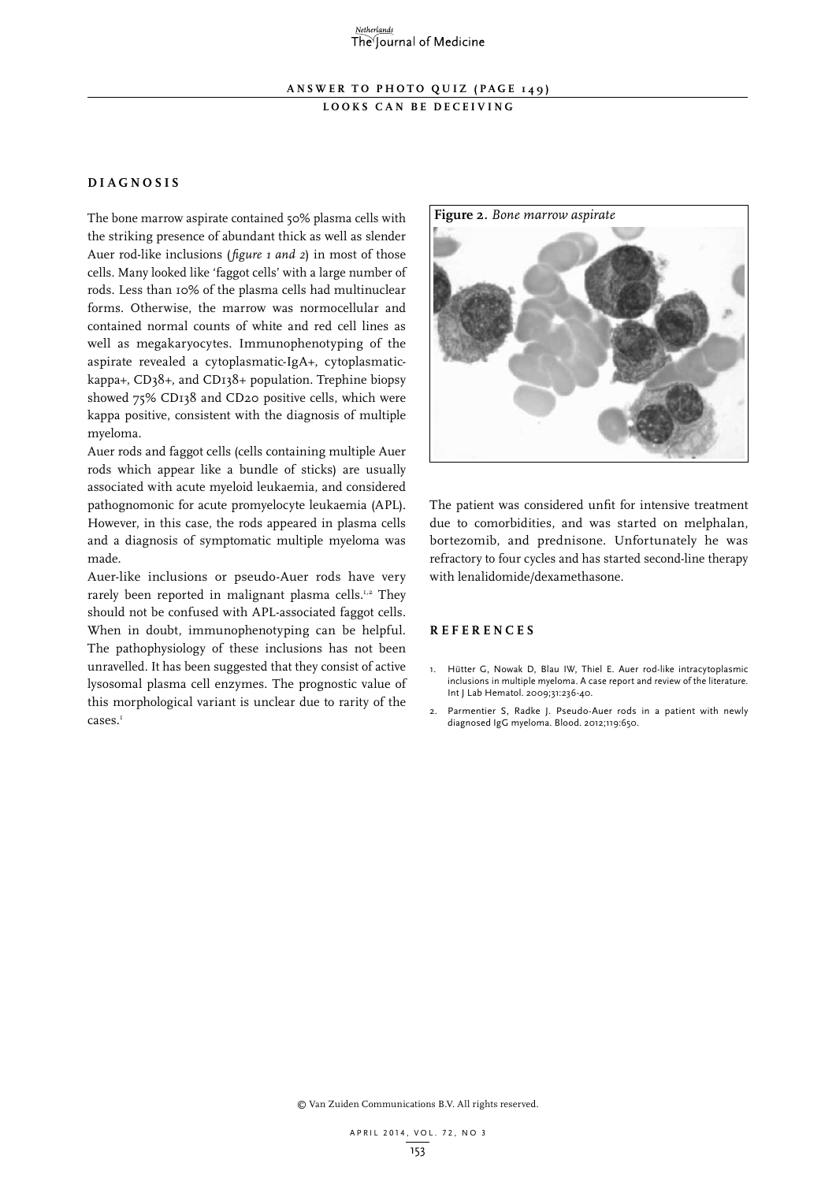## ANSWER TO PHOTO QUIZ (PAGE 149)

### LOOKS CAN BE DECEIVING

## DIAGNOSIS

The bone marrow aspirate contained 50% plasma cells with the striking presence of abundant thick as well as slender Auer rod-like inclusions (*figure 1 and 2*) in most of those cells. Many looked like 'faggot cells' with a large number of rods. Less than 10% of the plasma cells had multinuclear forms. Otherwise, the marrow was normocellular and contained normal counts of white and red cell lines as well as megakaryocytes. Immunophenotyping of the aspirate revealed a cytoplasmatic-IgA+, cytoplasmatic-kappa+, CD38+, and CD138+ population. Trephine biopsy showed 75% CD138 and CD20 positive cells, which were kappa positive, consistent with the diagnosis of multiple myeloma.

Auer rods and faggot cells (cells containing multiple Auer rods which appear like a bundle of sticks) are usually associated with acute myeloid leukaemia, and considered pathognomonic for acute promyelocyte leukaemia (APL). However, in this case, the rods appeared in plasma cells and a diagnosis of symptomatic multiple myeloma was made.

Auer-like inclusions or pseudo-Auer rods have very rarely been reported in malignant plasma cells.[1,2] They should not be confused with APL-associated faggot cells. When in doubt, immunophenotyping can be helpful. The pathophysiology of these inclusions has not been unravelled. It has been suggested that they consist of active lysosomal plasma cell enzymes. The prognostic value of this morphological variant is unclear due to rarity of the cases.[1]

**Figure 2.** *Bone marrow aspirate*

The patient was considered unfit for intensive treatment due to comorbidities, and was started on melphalan, bortezomib, and prednisone. Unfortunately he was refractory to four cycles and has started second-line therapy with lenalidomide/dexamethasone.

## REFERENCES

1. Hütter G, Nowak D, Blau IW, Thiel E. Auer rod-like intracytoplasmic inclusions in multiple myeloma. A case report and review of the literature. Int J Lab Hematol. 2009;31:236-40.
2. Parmentier S, Radke J. Pseudo-Auer rods in a patient with newly diagnosed IgG myeloma. Blood. 2012;119:650.